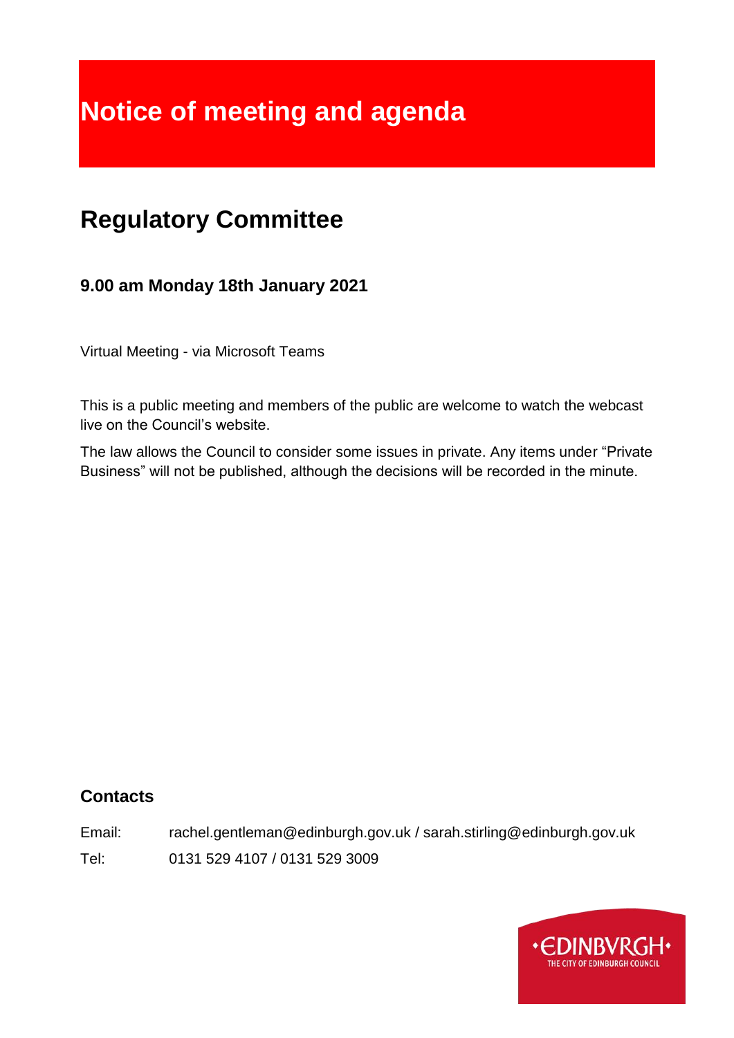# Notice of meeting and agenda

## Regulatory Committee

### 9.00 am Monday 18th January 2021

Virtual Meeting - via Microsoft Teams

This is a public meeting and members of the public are welcome to watch the webcast live on the Council's website.

The law allows the Council to consider some issues in private. Any items under "Private Business" will not be published, although the decisions will be recorded in the minute.

### Contacts

Email: rachel.gentleman@edinburgh.gov.uk / sarah.stirling@edinburgh.gov.uk

Tel: 0131 529 4107 / 0131 529 3009

•EDINBVRGH•
THE CITY OF EDINBURGH COUNCIL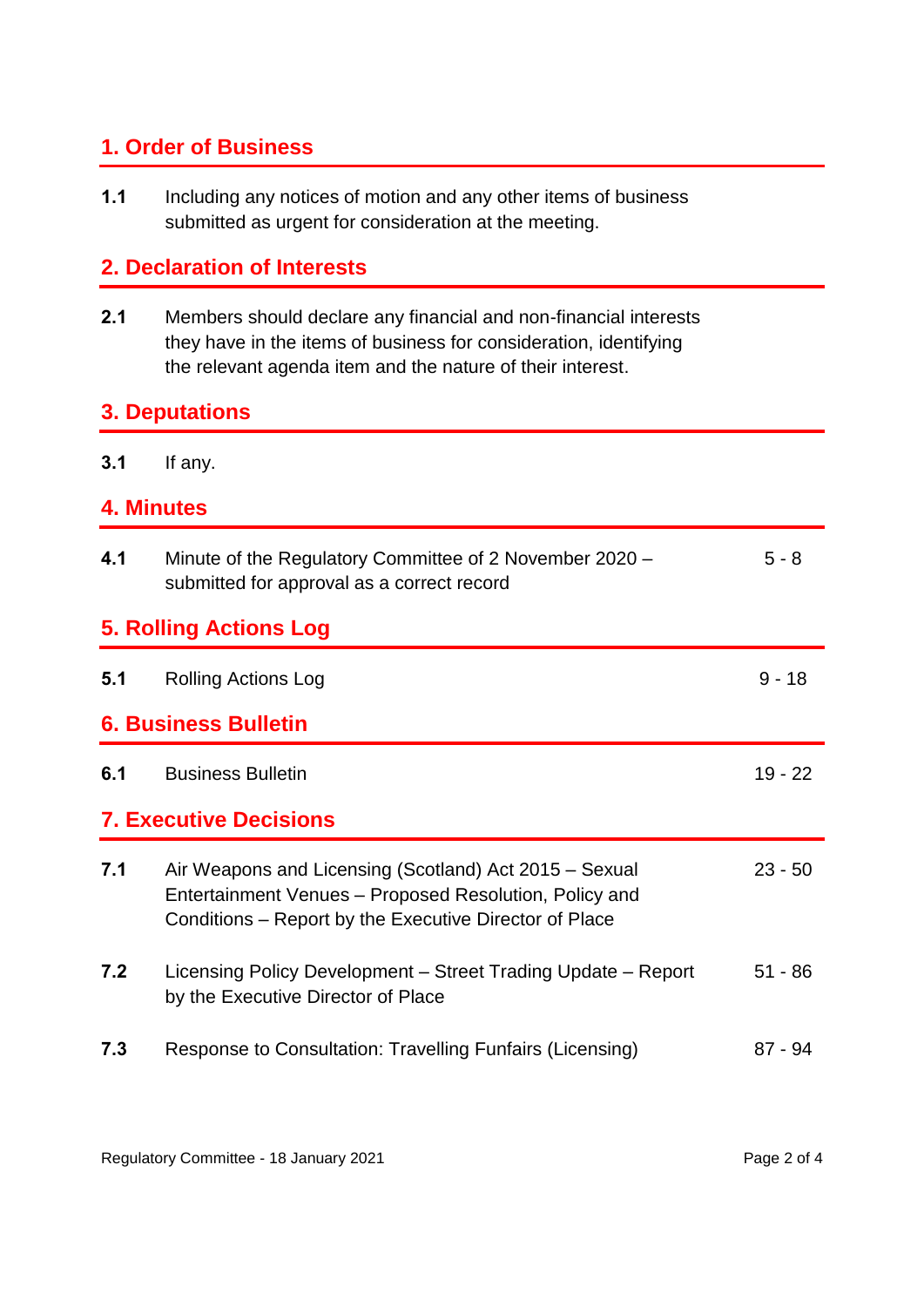## 1. Order of Business

**1.1** Including any notices of motion and any other items of business submitted as urgent for consideration at the meeting.

## 2. Declaration of Interests

**2.1** Members should declare any financial and non-financial interests they have in the items of business for consideration, identifying the relevant agenda item and the nature of their interest.

## 3. Deputations

**3.1** If any.

## 4. Minutes

| | | |
|---|---|---|
| **4.1** | Minute of the Regulatory Committee of 2 November 2020 – submitted for approval as a correct record | 5 - 8 |

## 5. Rolling Actions Log

| | | |
|---|---|---|
| **5.1** | Rolling Actions Log | 9 - 18 |

## 6. Business Bulletin

| | | |
|---|---|---|
| **6.1** | Business Bulletin | 19 - 22 |

## 7. Executive Decisions

| | | |
|---|---|---|
| **7.1** | Air Weapons and Licensing (Scotland) Act 2015 – Sexual Entertainment Venues – Proposed Resolution, Policy and Conditions – Report by the Executive Director of Place | 23 - 50 |
| **7.2** | Licensing Policy Development – Street Trading Update – Report by the Executive Director of Place | 51 - 86 |
| **7.3** | Response to Consultation: Travelling Funfairs (Licensing) | 87 - 94 |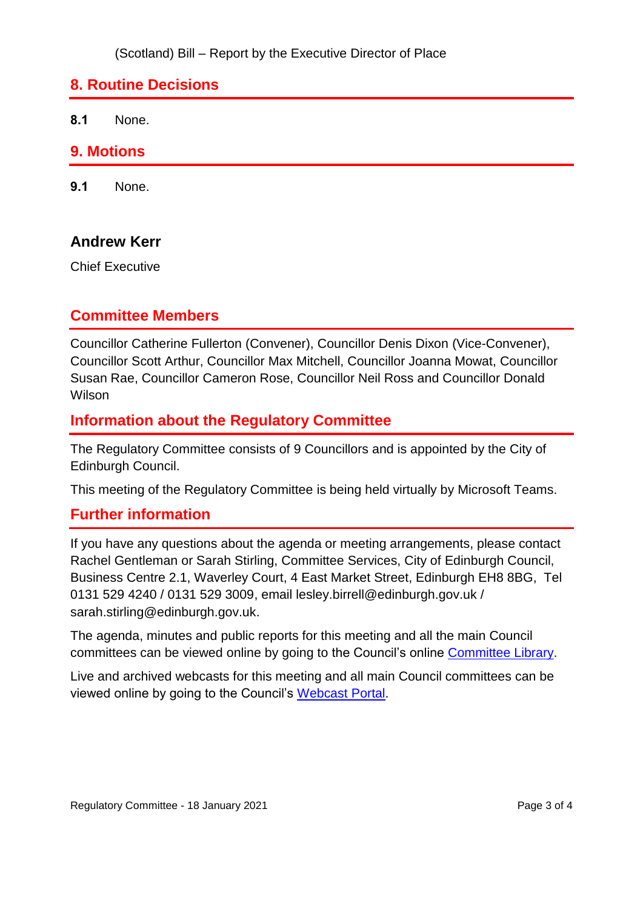(Scotland) Bill – Report by the Executive Director of Place

## 8. Routine Decisions

**8.1** None.

## 9. Motions

**9.1** None.

**Andrew Kerr**

Chief Executive

## Committee Members

Councillor Catherine Fullerton (Convener), Councillor Denis Dixon (Vice-Convener), Councillor Scott Arthur, Councillor Max Mitchell, Councillor Joanna Mowat, Councillor Susan Rae, Councillor Cameron Rose, Councillor Neil Ross and Councillor Donald Wilson

## Information about the Regulatory Committee

The Regulatory Committee consists of 9 Councillors and is appointed by the City of Edinburgh Council.

This meeting of the Regulatory Committee is being held virtually by Microsoft Teams.

## Further information

If you have any questions about the agenda or meeting arrangements, please contact Rachel Gentleman or Sarah Stirling, Committee Services, City of Edinburgh Council, Business Centre 2.1, Waverley Court, 4 East Market Street, Edinburgh EH8 8BG, Tel 0131 529 4240 / 0131 529 3009, email lesley.birrell@edinburgh.gov.uk / sarah.stirling@edinburgh.gov.uk.

The agenda, minutes and public reports for this meeting and all the main Council committees can be viewed online by going to the Council's online Committee Library.

Live and archived webcasts for this meeting and all main Council committees can be viewed online by going to the Council's Webcast Portal.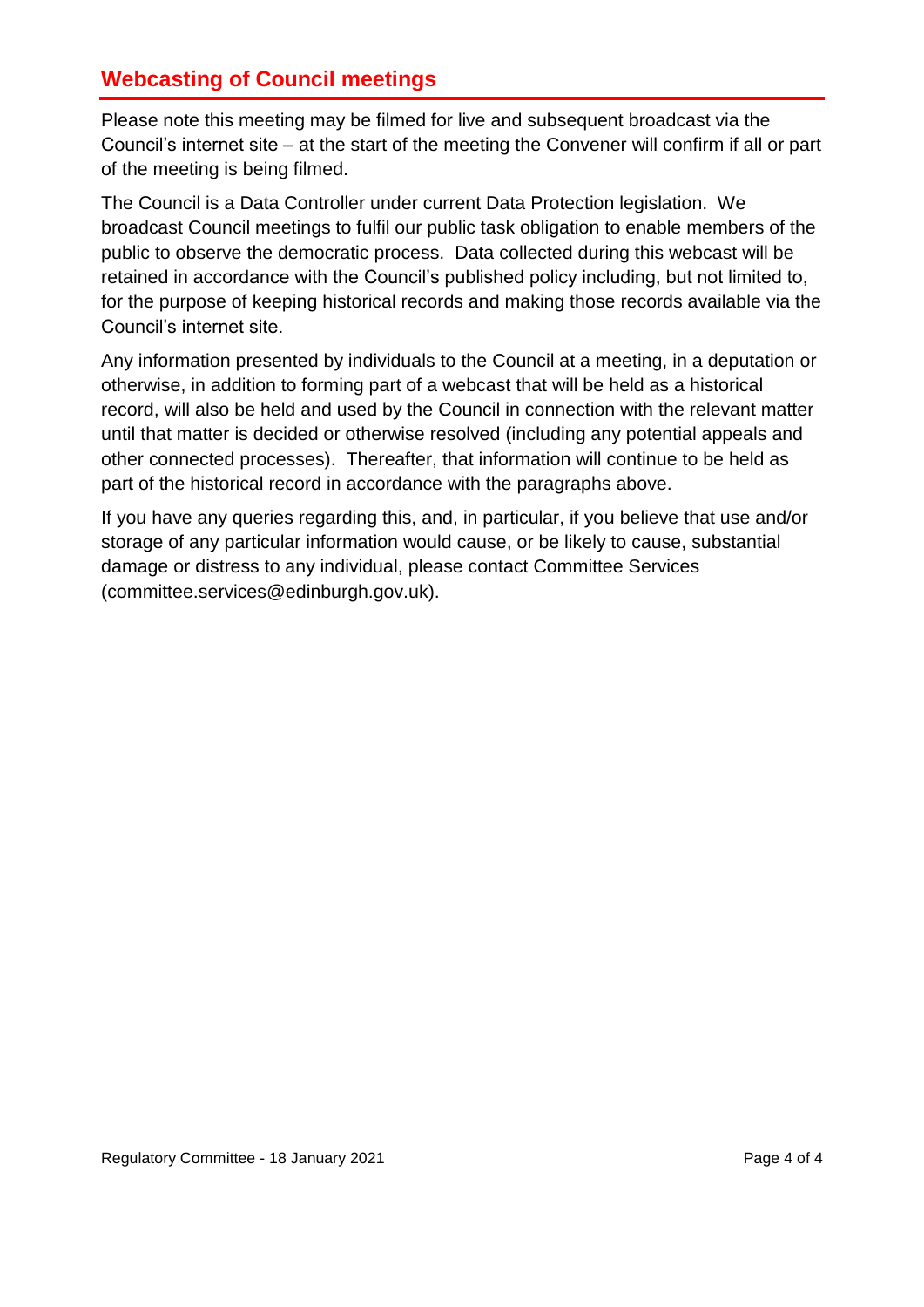## Webcasting of Council meetings

Please note this meeting may be filmed for live and subsequent broadcast via the Council's internet site – at the start of the meeting the Convener will confirm if all or part of the meeting is being filmed.

The Council is a Data Controller under current Data Protection legislation. We broadcast Council meetings to fulfil our public task obligation to enable members of the public to observe the democratic process. Data collected during this webcast will be retained in accordance with the Council's published policy including, but not limited to, for the purpose of keeping historical records and making those records available via the Council's internet site.

Any information presented by individuals to the Council at a meeting, in a deputation or otherwise, in addition to forming part of a webcast that will be held as a historical record, will also be held and used by the Council in connection with the relevant matter until that matter is decided or otherwise resolved (including any potential appeals and other connected processes). Thereafter, that information will continue to be held as part of the historical record in accordance with the paragraphs above.

If you have any queries regarding this, and, in particular, if you believe that use and/or storage of any particular information would cause, or be likely to cause, substantial damage or distress to any individual, please contact Committee Services (committee.services@edinburgh.gov.uk).